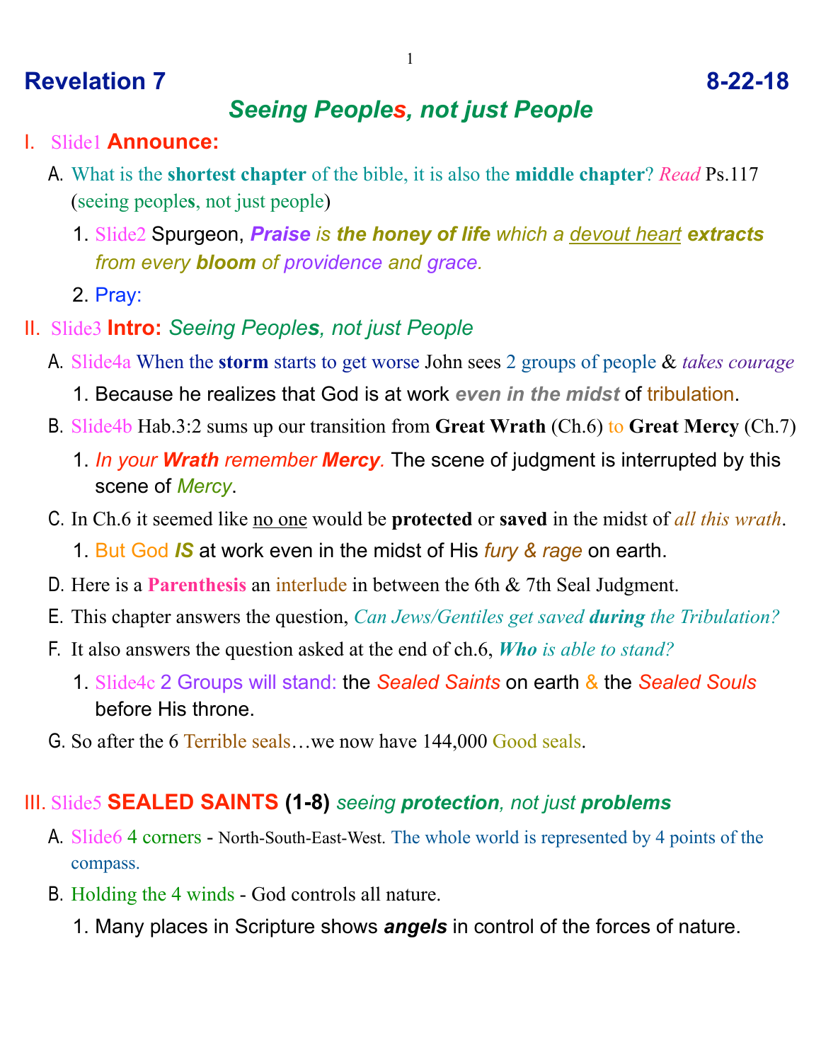# Revelation 7 8-22-18

## *Seeing Peoples, not just People*

I. Slide1 **Announce:**

A. What is the **shortest chapter** of the bible, it is also the **middle chapter**? *Read* Ps.117 (seeing peoples, not just people)

1. Slide2 Spurgeon, ***Praise** is **the honey of life** which a devout heart **extracts** from every **bloom** of providence and grace.*
2. Pray:

II. Slide3 **Intro:** *Seeing Peoples, not just People*

A. Slide4a When the **storm** starts to get worse John sees 2 groups of people & *takes courage*

1. Because he realizes that God is at work ***even in the midst*** of tribulation.

B. Slide4b Hab.3:2 sums up our transition from **Great Wrath** (Ch.6) to **Great Mercy** (Ch.7)

1. *In your **Wrath** remember **Mercy**.* The scene of judgment is interrupted by this scene of *Mercy*.

C. In Ch.6 it seemed like no one would be **protected** or **saved** in the midst of *all this wrath*.

1. But God ***IS*** at work even in the midst of His *fury & rage* on earth.

D. Here is a **Parenthesis** an interlude in between the 6th & 7th Seal Judgment.

E. This chapter answers the question, *Can Jews/Gentiles get saved **during** the Tribulation?*

F. It also answers the question asked at the end of ch.6, ***Who** is able to stand?*

1. Slide4c 2 Groups will stand: the *Sealed Saints* on earth & the *Sealed Souls* before His throne.

G. So after the 6 Terrible seals…we now have 144,000 Good seals.

III. Slide5 **SEALED SAINTS (1-8)** *seeing **protection**, not just **problems***

A. Slide6 4 corners - North-South-East-West. The whole world is represented by 4 points of the compass.

B. Holding the 4 winds - God controls all nature.

1. Many places in Scripture shows ***angels*** in control of the forces of nature.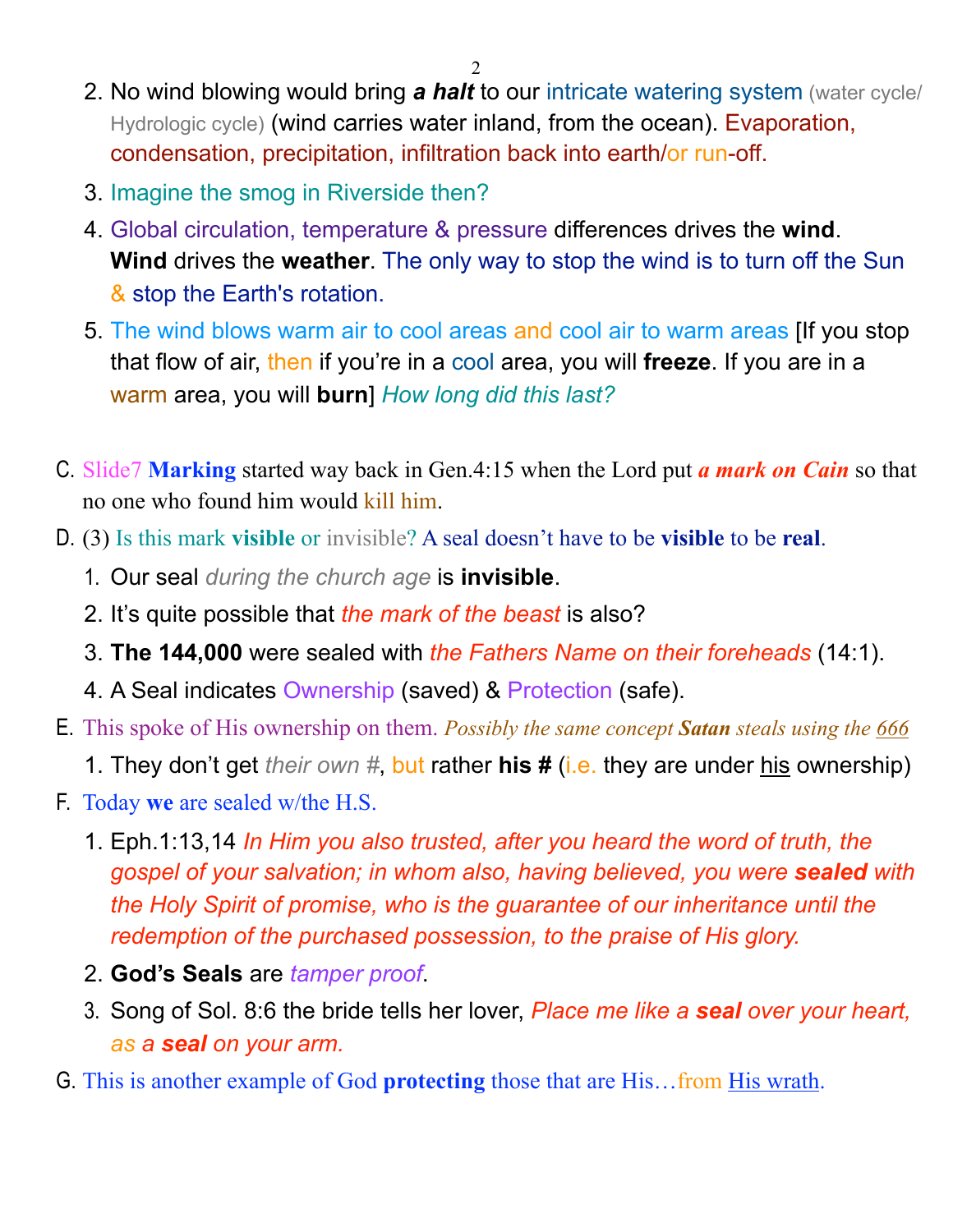2. No wind blowing would bring ***a halt*** to our intricate watering system (water cycle/ Hydrologic cycle) (wind carries water inland, from the ocean). Evaporation, condensation, precipitation, infiltration back into earth/or run-off.
3. Imagine the smog in Riverside then?
4. Global circulation, temperature & pressure differences drives the **wind**. **Wind** drives the **weather**. The only way to stop the wind is to turn off the Sun & stop the Earth's rotation.
5. The wind blows warm air to cool areas and cool air to warm areas [If you stop that flow of air, then if you're in a cool area, you will **freeze**. If you are in a warm area, you will **burn**] *How long did this last?*

C. Slide7 **Marking** started way back in Gen.4:15 when the Lord put ***a mark on Cain*** so that no one who found him would kill him.

D. (3) Is this mark **visible** or invisible? A seal doesn't have to be **visible** to be **real**.
   1. Our seal *during the church age* is **invisible**.
   2. It's quite possible that *the mark of the beast* is also?
   3. **The 144,000** were sealed with *the Fathers Name on their foreheads* (14:1).
   4. A Seal indicates Ownership (saved) & Protection (safe).

E. This spoke of His ownership on them. *Possibly the same concept **Satan** steals using the 666*
   1. They don't get *their own #*, but rather **his #** (i.e. they are under his ownership)

F. Today **we** are sealed w/the H.S.
   1. Eph.1:13,14 *In Him you also trusted, after you heard the word of truth, the gospel of your salvation; in whom also, having believed, you were **sealed** with the Holy Spirit of promise, who is the guarantee of our inheritance until the redemption of the purchased possession, to the praise of His glory.*
   2. **God's Seals** are *tamper proof*.
   3. Song of Sol. 8:6 the bride tells her lover, *Place me like a **seal** over your heart, as a **seal** on your arm.*

G. This is another example of God **protecting** those that are His…from His wrath.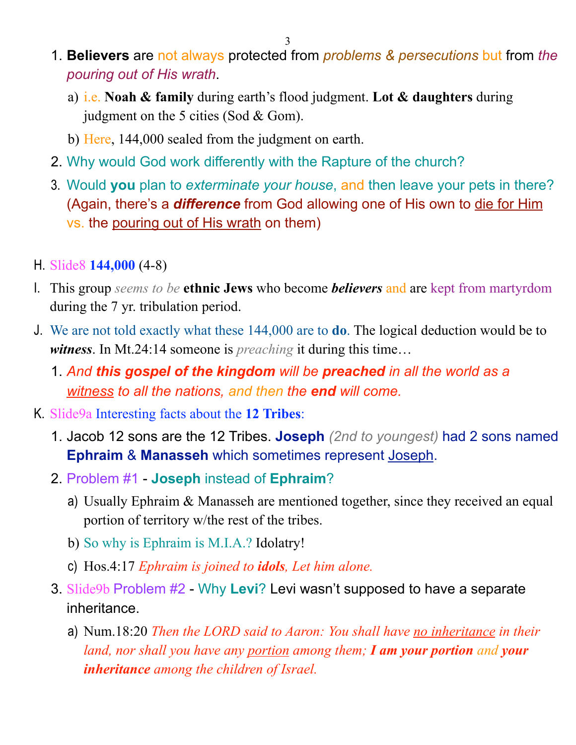1. **Believers** are not always protected from *problems & persecutions* but from *the pouring out of His wrath*.
   a) i.e. **Noah & family** during earth's flood judgment. **Lot & daughters** during judgment on the 5 cities (Sod & Gom).
   b) Here, 144,000 sealed from the judgment on earth.
2. Why would God work differently with the Rapture of the church?
3. Would **you** plan to *exterminate your house*, and then leave your pets in there? (Again, there's a ***difference*** from God allowing one of His own to die for Him vs. the pouring out of His wrath on them)

H. Slide8 **144,000** (4-8)

I. This group *seems to be* **ethnic Jews** who become ***believers*** and are kept from martyrdom during the 7 yr. tribulation period.

J. We are not told exactly what these 144,000 are to **do**. The logical deduction would be to ***witness***. In Mt.24:14 someone is *preaching* it during this time…
   1. *And **this gospel of the kingdom** will be **preached** in all the world as a witness to all the nations, and then the **end** will come.*

K. Slide9a Interesting facts about the **12 Tribes**:
   1. Jacob 12 sons are the 12 Tribes. **Joseph** *(2nd to youngest)* had 2 sons named **Ephraim** & **Manasseh** which sometimes represent Joseph.
   2. Problem #1 - **Joseph** instead of **Ephraim**?
      a) Usually Ephraim & Manasseh are mentioned together, since they received an equal portion of territory w/the rest of the tribes.
      b) So why is Ephraim is M.I.A.? Idolatry!
      c) Hos.4:17 *Ephraim is joined to **idols**, Let him alone.*
   3. Slide9b Problem #2 - Why **Levi**? Levi wasn't supposed to have a separate inheritance.
      a) Num.18:20 *Then the LORD said to Aaron: You shall have no inheritance in their land, nor shall you have any portion among them; **I am your portion** and **your inheritance** among the children of Israel.*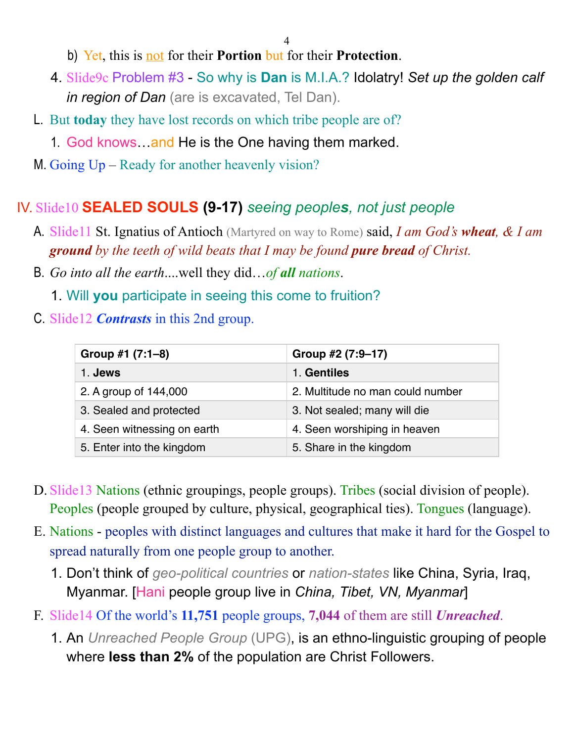b) Yet, this is not for their **Portion** but for their **Protection**.

4. Slide9c Problem #3 - So why is **Dan** is M.I.A.? Idolatry! *Set up the golden calf in region of Dan* (are is excavated, Tel Dan).

L. But **today** they have lost records on which tribe people are of?

1. God knows…and He is the One having them marked.

M. Going Up – Ready for another heavenly vision?

## IV. Slide10 **SEALED SOULS (9-17)** *seeing peoples, not just people*

A. Slide11 St. Ignatius of Antioch (Martyred on way to Rome) said, *I am God's **wheat**, & I am **ground** by the teeth of wild beats that I may be found **pure bread** of Christ.*

B. *Go into all the earth*....well they did…*of **all** nations*.

1. Will **you** participate in seeing this come to fruition?

C. Slide12 ***Contrasts*** in this 2nd group.

| Group #1 (7:1–8) | Group #2 (7:9–17) |
|---|---|
| 1. **Jews** | 1. **Gentiles** |
| 2. A group of 144,000 | 2. Multitude no man could number |
| 3. Sealed and protected | 3. Not sealed; many will die |
| 4. Seen witnessing on earth | 4. Seen worshiping in heaven |
| 5. Enter into the kingdom | 5. Share in the kingdom |

D. Slide13 Nations (ethnic groupings, people groups). Tribes (social division of people). Peoples (people grouped by culture, physical, geographical ties). Tongues (language).

E. Nations - peoples with distinct languages and cultures that make it hard for the Gospel to spread naturally from one people group to another.

1. Don't think of *geo-political countries* or *nation-states* like China, Syria, Iraq, Myanmar. [Hani people group live in *China, Tibet, VN, Myanmar*]

F. Slide14 Of the world's **11,751** people groups, **7,044** of them are still ***Unreached***.

1. An *Unreached People Group* (UPG), is an ethno-linguistic grouping of people where **less than 2%** of the population are Christ Followers.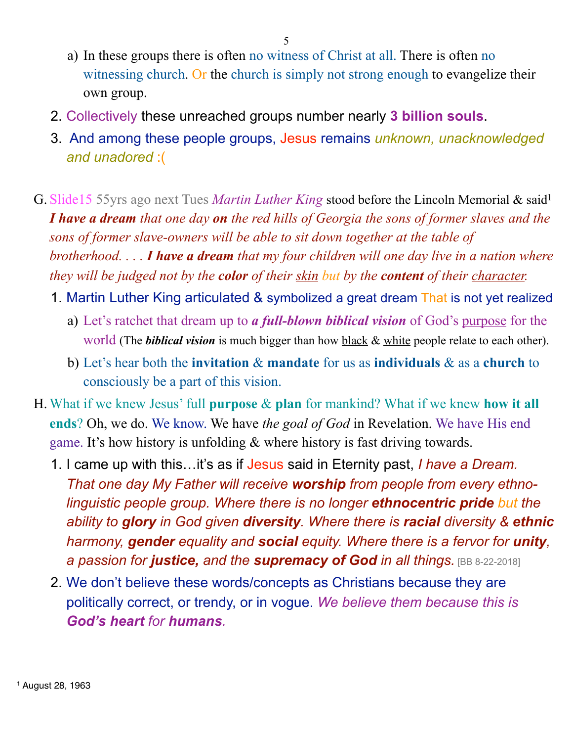a) In these groups there is often no witness of Christ at all. There is often no witnessing church. Or the church is simply not strong enough to evangelize their own group.

2. Collectively these unreached groups number nearly **3 billion souls**.
3. And among these people groups, Jesus remains *unknown, unacknowledged and unadored* :(

G. Slide15 55yrs ago next Tues *Martin Luther King* stood before the Lincoln Memorial & said[1] ***I have a dream*** *that one day* ***on*** *the red hills of Georgia the sons of former slaves and the sons of former slave-owners will be able to sit down together at the table of brotherhood. . . .* ***I have a dream*** *that my four children will one day live in a nation where they will be judged not by the* ***color*** *of their skin but by the* ***content*** *of their character.*

1. Martin Luther King articulated & symbolized a great dream That is not yet realized
   a) Let's ratchet that dream up to ***a full-blown biblical vision*** of God's purpose for the world (The ***biblical vision*** is much bigger than how black & white people relate to each other).
   b) Let's hear both the **invitation** & **mandate** for us as **individuals** & as a **church** to consciously be a part of this vision.

H. What if we knew Jesus' full **purpose** & **plan** for mankind? What if we knew **how it all ends**? Oh, we do. We know. We have *the goal of God* in Revelation. We have His end game. It's how history is unfolding & where history is fast driving towards.

1. I came up with this…it's as if Jesus said in Eternity past, *I have a Dream. That one day My Father will receive* ***worship*** *from people from every ethno-linguistic people group. Where there is no longer* ***ethnocentric pride*** *but the ability to* ***glory*** *in God given* ***diversity****. Where there is* ***racial*** *diversity &* ***ethnic*** *harmony,* ***gender*** *equality and* ***social*** *equity. Where there is a fervor for* ***unity****, a passion for* ***justice,*** *and the* ***supremacy of God*** *in all things.* [BB 8-22-2018]
2. We don't believe these words/concepts as Christians because they are politically correct, or trendy, or in vogue. *We believe them because this is* ***God's heart*** *for* ***humans****.*

---

[1] August 28, 1963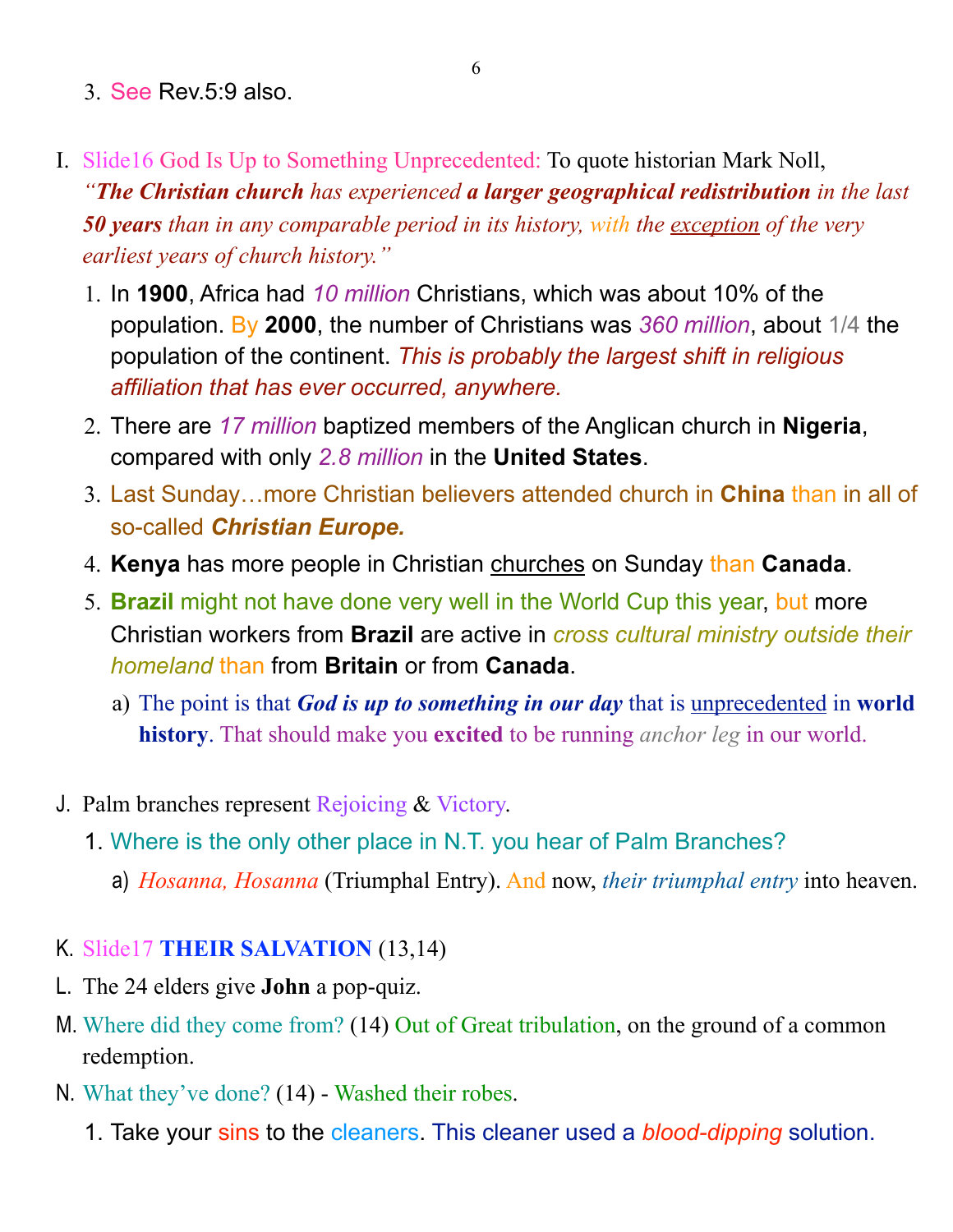3. See Rev.5:9 also.

I. Slide16 God Is Up to Something Unprecedented: To quote historian Mark Noll, *"**The Christian church** has experienced **a larger geographical redistribution** in the last **50 years** than in any comparable period in its history, with the exception of the very earliest years of church history."*

   1. In **1900**, Africa had *10 million* Christians, which was about 10% of the population. By **2000**, the number of Christians was *360 million*, about 1/4 the population of the continent. *This is probably the largest shift in religious affiliation that has ever occurred, anywhere.*
   2. There are *17 million* baptized members of the Anglican church in **Nigeria**, compared with only *2.8 million* in the **United States**.
   3. Last Sunday…more Christian believers attended church in **China** than in all of so-called ***Christian Europe.***
   4. **Kenya** has more people in Christian churches on Sunday than **Canada**.
   5. **Brazil** might not have done very well in the World Cup this year, but more Christian workers from **Brazil** are active in *cross cultural ministry outside their homeland* than from **Britain** or from **Canada**.
      a) The point is that ***God is up to something in our day*** that is unprecedented in **world history**. That should make you **excited** to be running *anchor leg* in our world.

J. Palm branches represent Rejoicing & Victory.

   1. Where is the only other place in N.T. you hear of Palm Branches?
      a) *Hosanna, Hosanna* (Triumphal Entry). And now, *their triumphal entry* into heaven.

K. Slide17 **THEIR SALVATION** (13,14)

L. The 24 elders give **John** a pop-quiz.

M. Where did they come from? (14) Out of Great tribulation, on the ground of a common redemption.

N. What they've done? (14) - Washed their robes.

   1. Take your sins to the cleaners. This cleaner used a *blood-dipping* solution.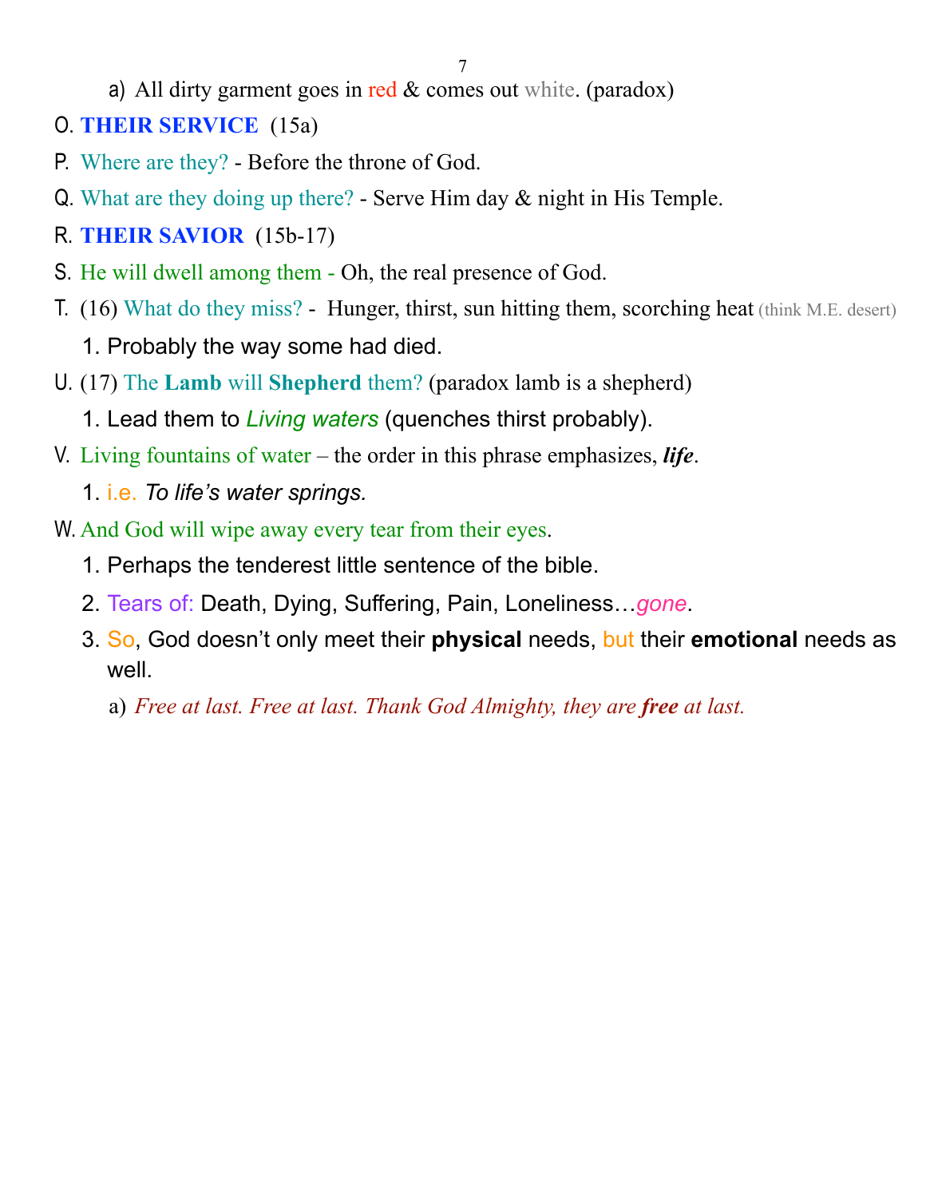a) All dirty garment goes in red & comes out white. (paradox)

O. **THEIR SERVICE** (15a)

P. Where are they? - Before the throne of God.

Q. What are they doing up there? - Serve Him day & night in His Temple.

R. **THEIR SAVIOR** (15b-17)

S. He will dwell among them - Oh, the real presence of God.

T. (16) What do they miss? - Hunger, thirst, sun hitting them, scorching heat (think M.E. desert)

   1. Probably the way some had died.

U. (17) The **Lamb** will **Shepherd** them? (paradox lamb is a shepherd)

   1. Lead them to *Living waters* (quenches thirst probably).

V. Living fountains of water – the order in this phrase emphasizes, ***life***.

   1. i.e. *To life's water springs.*

W. And God will wipe away every tear from their eyes.

   1. Perhaps the tenderest little sentence of the bible.
   2. Tears of: Death, Dying, Suffering, Pain, Loneliness…*gone*.
   3. So, God doesn't only meet their **physical** needs, but their **emotional** needs as well.

      a) *Free at last. Free at last. Thank God Almighty, they are **free** at last.*